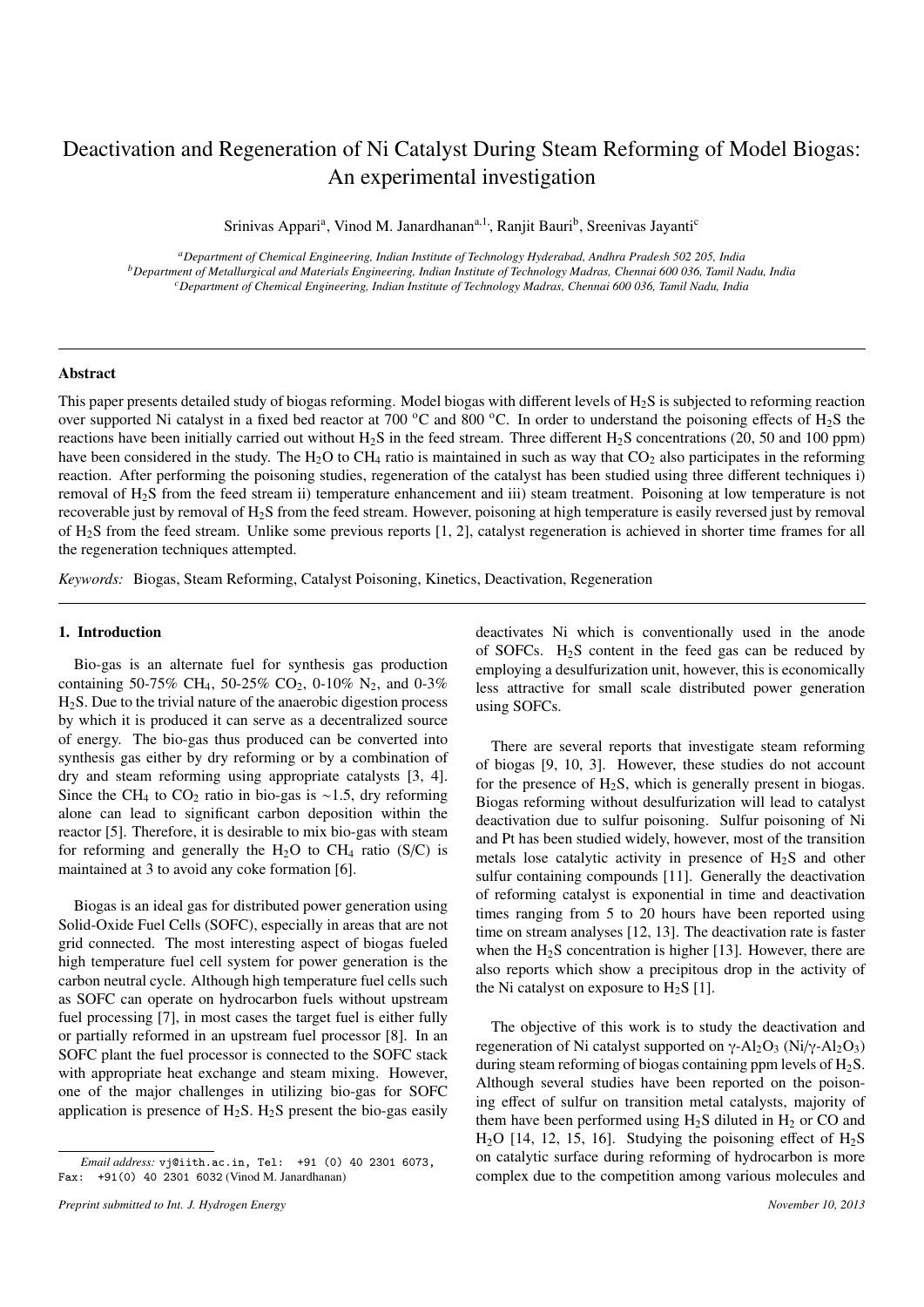# Deactivation and Regeneration of Ni Catalyst During Steam Reforming of Model Biogas: An experimental investigation

Srinivas Appari[a], Vinod M. Janardhanan[a,1,], Ranjit Bauri[b], Sreenivas Jayanti[c]

[a] Department of Chemical Engineering, Indian Institute of Technology Hyderabad, Andhra Pradesh 502 205, India
[b] Department of Metallurgical and Materials Engineering, Indian Institute of Technology Madras, Chennai 600 036, Tamil Nadu, India
[c] Department of Chemical Engineering, Indian Institute of Technology Madras, Chennai 600 036, Tamil Nadu, India

## Abstract

This paper presents detailed study of biogas reforming. Model biogas with different levels of $H_2S$ is subjected to reforming reaction over supported Ni catalyst in a fixed bed reactor at 700 °C and 800 °C. In order to understand the poisoning effects of $H_2S$ the reactions have been initially carried out without $H_2S$ in the feed stream. Three different $H_2S$ concentrations (20, 50 and 100 ppm) have been considered in the study. The $H_2O$ to $CH_4$ ratio is maintained in such as way that $CO_2$ also participates in the reforming reaction. After performing the poisoning studies, regeneration of the catalyst has been studied using three different techniques i) removal of $H_2S$ from the feed stream ii) temperature enhancement and iii) steam treatment. Poisoning at low temperature is not recoverable just by removal of $H_2S$ from the feed stream. However, poisoning at high temperature is easily reversed just by removal of $H_2S$ from the feed stream. Unlike some previous reports [1, 2], catalyst regeneration is achieved in shorter time frames for all the regeneration techniques attempted.

*Keywords:* Biogas, Steam Reforming, Catalyst Poisoning, Kinetics, Deactivation, Regeneration

## 1. Introduction

Bio-gas is an alternate fuel for synthesis gas production containing 50-75% $CH_4$, 50-25% $CO_2$, 0-10% $N_2$, and 0-3% $H_2S$. Due to the trivial nature of the anaerobic digestion process by which it is produced it can serve as a decentralized source of energy. The bio-gas thus produced can be converted into synthesis gas either by dry reforming or by a combination of dry and steam reforming using appropriate catalysts [3, 4]. Since the $CH_4$ to $CO_2$ ratio in bio-gas is ∼1.5, dry reforming alone can lead to significant carbon deposition within the reactor [5]. Therefore, it is desirable to mix bio-gas with steam for reforming and generally the $H_2O$ to $CH_4$ ratio (S/C) is maintained at 3 to avoid any coke formation [6].

Biogas is an ideal gas for distributed power generation using Solid-Oxide Fuel Cells (SOFC), especially in areas that are not grid connected. The most interesting aspect of biogas fueled high temperature fuel cell system for power generation is the carbon neutral cycle. Although high temperature fuel cells such as SOFC can operate on hydrocarbon fuels without upstream fuel processing [7], in most cases the target fuel is either fully or partially reformed in an upstream fuel processor [8]. In an SOFC plant the fuel processor is connected to the SOFC stack with appropriate heat exchange and steam mixing. However, one of the major challenges in utilizing bio-gas for SOFC application is presence of $H_2S$. $H_2S$ present the bio-gas easily deactivates Ni which is conventionally used in the anode of SOFCs. $H_2S$ content in the feed gas can be reduced by employing a desulfurization unit, however, this is economically less attractive for small scale distributed power generation using SOFCs.

There are several reports that investigate steam reforming of biogas [9, 10, 3]. However, these studies do not account for the presence of $H_2S$, which is generally present in biogas. Biogas reforming without desulfurization will lead to catalyst deactivation due to sulfur poisoning. Sulfur poisoning of Ni and Pt has been studied widely, however, most of the transition metals lose catalytic activity in presence of $H_2S$ and other sulfur containing compounds [11]. Generally the deactivation of reforming catalyst is exponential in time and deactivation times ranging from 5 to 20 hours have been reported using time on stream analyses [12, 13]. The deactivation rate is faster when the $H_2S$ concentration is higher [13]. However, there are also reports which show a precipitous drop in the activity of the Ni catalyst on exposure to $H_2S$ [1].

The objective of this work is to study the deactivation and regeneration of Ni catalyst supported on γ-$Al_2O_3$ (Ni/γ-$Al_2O_3$) during steam reforming of biogas containing ppm levels of $H_2S$. Although several studies have been reported on the poisoning effect of sulfur on transition metal catalysts, majority of them have been performed using $H_2S$ diluted in $H_2$ or CO and $H_2O$ [14, 12, 15, 16]. Studying the poisoning effect of $H_2S$ on catalytic surface during reforming of hydrocarbon is more complex due to the competition among various molecules and

*Email address:* vj@iith.ac.in, Tel: +91 (0) 40 2301 6073, Fax: +91(0) 40 2301 6032 (Vinod M. Janardhanan)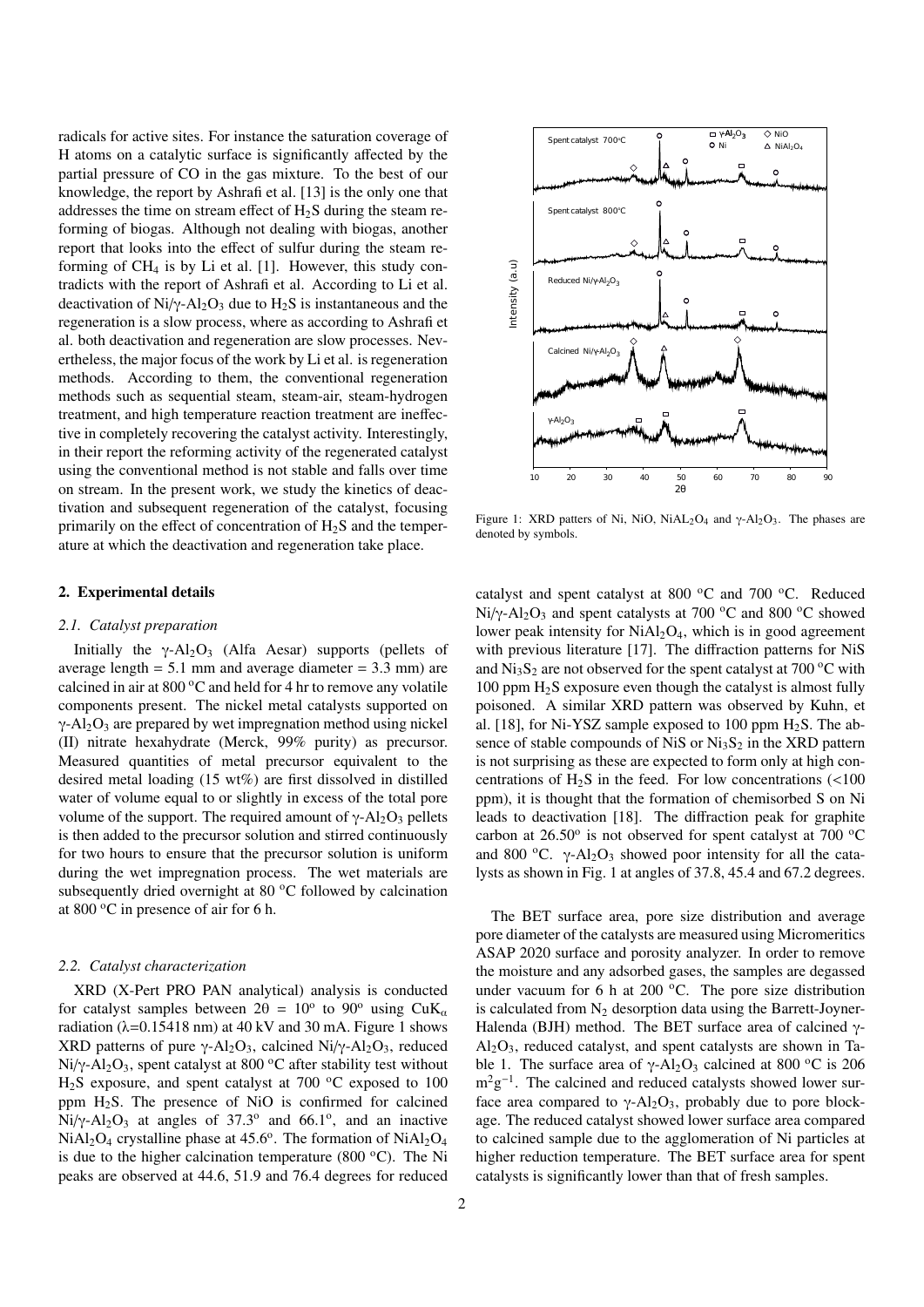radicals for active sites. For instance the saturation coverage of H atoms on a catalytic surface is significantly affected by the partial pressure of CO in the gas mixture. To the best of our knowledge, the report by Ashrafi et al. [13] is the only one that addresses the time on stream effect of $H_2S$ during the steam reforming of biogas. Although not dealing with biogas, another report that looks into the effect of sulfur during the steam reforming of $CH_4$ is by Li et al. [1]. However, this study contradicts with the report of Ashrafi et al. According to Li et al. deactivation of Ni/γ-$Al_2O_3$ due to $H_2S$ is instantaneous and the regeneration is a slow process, where as according to Ashrafi et al. both deactivation and regeneration are slow processes. Nevertheless, the major focus of the work by Li et al. is regeneration methods. According to them, the conventional regeneration methods such as sequential steam, steam-air, steam-hydrogen treatment, and high temperature reaction treatment are ineffective in completely recovering the catalyst activity. Interestingly, in their report the reforming activity of the regenerated catalyst using the conventional method is not stable and falls over time on stream. In the present work, we study the kinetics of deactivation and subsequent regeneration of the catalyst, focusing primarily on the effect of concentration of $H_2S$ and the temperature at which the deactivation and regeneration take place.

## 2. Experimental details

### 2.1. Catalyst preparation

Initially the γ-$Al_2O_3$ (Alfa Aesar) supports (pellets of average length = 5.1 mm and average diameter = 3.3 mm) are calcined in air at 800 °C and held for 4 hr to remove any volatile components present. The nickel metal catalysts supported on γ-$Al_2O_3$ are prepared by wet impregnation method using nickel (II) nitrate hexahydrate (Merck, 99% purity) as precursor. Measured quantities of metal precursor equivalent to the desired metal loading (15 wt%) are first dissolved in distilled water of volume equal to or slightly in excess of the total pore volume of the support. The required amount of γ-$Al_2O_3$ pellets is then added to the precursor solution and stirred continuously for two hours to ensure that the precursor solution is uniform during the wet impregnation process. The wet materials are subsequently dried overnight at 80 °C followed by calcination at 800 °C in presence of air for 6 h.

### 2.2. Catalyst characterization

XRD (X-Pert PRO PAN analytical) analysis is conducted for catalyst samples between 2θ = 10° to 90° using Cu$K_\alpha$ radiation (λ=0.15418 nm) at 40 kV and 30 mA. Figure 1 shows XRD patterns of pure γ-$Al_2O_3$, calcined Ni/γ-$Al_2O_3$, reduced Ni/γ-$Al_2O_3$, spent catalyst at 800 °C after stability test without $H_2S$ exposure, and spent catalyst at 700 °C exposed to 100 ppm $H_2S$. The presence of NiO is confirmed for calcined Ni/γ-$Al_2O_3$ at angles of 37.3° and 66.1°, and an inactive $NiAl_2O_4$ crystalline phase at 45.6°. The formation of $NiAl_2O_4$ is due to the higher calcination temperature (800 °C). The Ni peaks are observed at 44.6, 51.9 and 76.4 degrees for reduced catalyst and spent catalyst at 800 °C and 700 °C. Reduced Ni/γ-$Al_2O_3$ and spent catalysts at 700 °C and 800 °C showed lower peak intensity for $NiAl_2O_4$, which is in good agreement with previous literature [17]. The diffraction patterns for NiS and $Ni_3S_2$ are not observed for the spent catalyst at 700 °C with 100 ppm $H_2S$ exposure even though the catalyst is almost fully poisoned. A similar XRD pattern was observed by Kuhn, et al. [18], for Ni-YSZ sample exposed to 100 ppm $H_2S$. The absence of stable compounds of NiS or $Ni_3S_2$ in the XRD pattern is not surprising as these are expected to form only at high concentrations of $H_2S$ in the feed. For low concentrations (<100 ppm), it is thought that the formation of chemisorbed S on Ni leads to deactivation [18]. The diffraction peak for graphite carbon at 26.50° is not observed for spent catalyst at 700 °C and 800 °C. γ-$Al_2O_3$ showed poor intensity for all the catalysts as shown in Fig. 1 at angles of 37.8, 45.4 and 67.2 degrees.

Figure 1: XRD patterns of Ni, NiO, $NiAL_2O_4$ and γ-$Al_2O_3$. The phases are denoted by symbols.

The BET surface area, pore size distribution and average pore diameter of the catalysts are measured using Micromeritics ASAP 2020 surface and porosity analyzer. In order to remove the moisture and any adsorbed gases, the samples are degassed under vacuum for 6 h at 200 °C. The pore size distribution is calculated from $N_2$ desorption data using the Barrett-Joyner-Halenda (BJH) method. The BET surface area of calcined γ-$Al_2O_3$, reduced catalyst, and spent catalysts are shown in Table 1. The surface area of γ-$Al_2O_3$ calcined at 800 °C is 206 $m^2g^{-1}$. The calcined and reduced catalysts showed lower surface area compared to γ-$Al_2O_3$, probably due to pore blockage. The reduced catalyst showed lower surface area compared to calcined sample due to the agglomeration of Ni particles at higher reduction temperature. The BET surface area for spent catalysts is significantly lower than that of fresh samples.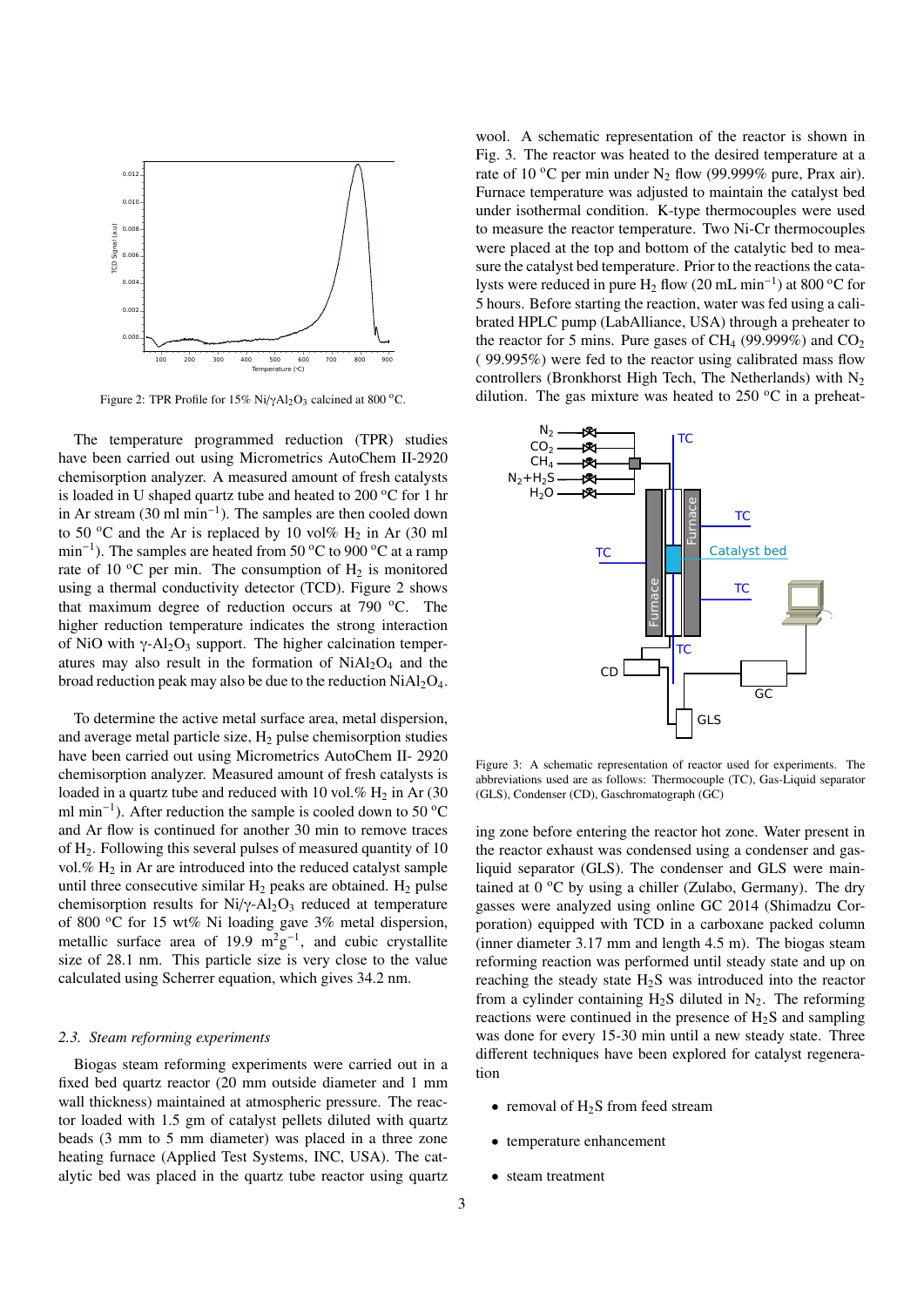Figure 2: TPR Profile for 15% Ni/$\gamma$-$Al_2O_3$ calcined at 800 °C.

The temperature programmed reduction (TPR) studies have been carried out using Micrometrics AutoChem II-2920 chemisorption analyzer. A measured amount of fresh catalysts is loaded in U shaped quartz tube and heated to 200 °C for 1 hr in Ar stream (30 ml min$^{-1}$). The samples are then cooled down to 50 °C and the Ar is replaced by 10 vol% $H_2$ in Ar (30 ml min$^{-1}$). The samples are heated from 50 °C to 900 °C at a ramp rate of 10 °C per min. The consumption of $H_2$ is monitored using a thermal conductivity detector (TCD). Figure 2 shows that maximum degree of reduction occurs at 790 °C. The higher reduction temperature indicates the strong interaction of NiO with $\gamma$-$Al_2O_3$ support. The higher calcination temperatures may also result in the formation of $NiAl_2O_4$ and the broad reduction peak may also be due to the reduction $NiAl_2O_4$.

To determine the active metal surface area, metal dispersion, and average metal particle size, $H_2$ pulse chemisorption studies have been carried out using Micrometrics AutoChem II- 2920 chemisorption analyzer. Measured amount of fresh catalysts is loaded in a quartz tube and reduced with 10 vol.% $H_2$ in Ar (30 ml min$^{-1}$). After reduction the sample is cooled down to 50 °C and Ar flow is continued for another 30 min to remove traces of $H_2$. Following this several pulses of measured quantity of 10 vol.% $H_2$ in Ar are introduced into the reduced catalyst sample until three consecutive similar $H_2$ peaks are obtained. $H_2$ pulse chemisorption results for Ni/$\gamma$-$Al_2O_3$ reduced at temperature of 800 °C for 15 wt% Ni loading gave 3% metal dispersion, metallic surface area of 19.9 $m^2g^{-1}$, and cubic crystallite size of 28.1 nm. This particle size is very close to the value calculated using Scherrer equation, which gives 34.2 nm.

### 2.3. Steam reforming experiments

Biogas steam reforming experiments were carried out in a fixed bed quartz reactor (20 mm outside diameter and 1 mm wall thickness) maintained at atmospheric pressure. The reactor loaded with 1.5 gm of catalyst pellets diluted with quartz beads (3 mm to 5 mm diameter) was placed in a three zone heating furnace (Applied Test Systems, INC, USA). The catalytic bed was placed in the quartz tube reactor using quartz wool. A schematic representation of the reactor is shown in Fig. 3. The reactor was heated to the desired temperature at a rate of 10 °C per min under $N_2$ flow (99.999% pure, Prax air). Furnace temperature was adjusted to maintain the catalyst bed under isothermal condition. K-type thermocouples were used to measure the reactor temperature. Two Ni-Cr thermocouples were placed at the top and bottom of the catalytic bed to measure the catalyst bed temperature. Prior to the reactions the catalysts were reduced in pure $H_2$ flow (20 mL min$^{-1}$) at 800 °C for 5 hours. Before starting the reaction, water was fed using a calibrated HPLC pump (LabAlliance, USA) through a preheater to the reactor for 5 mins. Pure gases of $CH_4$ (99.999%) and $CO_2$ ( 99.995%) were fed to the reactor using calibrated mass flow controllers (Bronkhorst High Tech, The Netherlands) with $N_2$ dilution. The gas mixture was heated to 250 °C in a preheating zone before entering the reactor hot zone. Water present in the reactor exhaust was condensed using a condenser and gas-liquid separator (GLS). The condenser and GLS were maintained at 0 °C by using a chiller (Zulabo, Germany). The dry gasses were analyzed using online GC 2014 (Shimadzu Corporation) equipped with TCD in a carboxane packed column (inner diameter 3.17 mm and length 4.5 m). The biogas steam reforming reaction was performed until steady state and up on reaching the steady state $H_2S$ was introduced into the reactor from a cylinder containing $H_2S$ diluted in $N_2$. The reforming reactions were continued in the presence of $H_2S$ and sampling was done for every 15-30 min until a new steady state. Three different techniques have been explored for catalyst regeneration

Figure 3: A schematic representation of reactor used for experiments. The abbreviations used are as follows: Thermocouple (TC), Gas-Liquid separator (GLS), Condenser (CD), Gaschromatograph (GC)

- removal of $H_2S$ from feed stream
- temperature enhancement
- steam treatment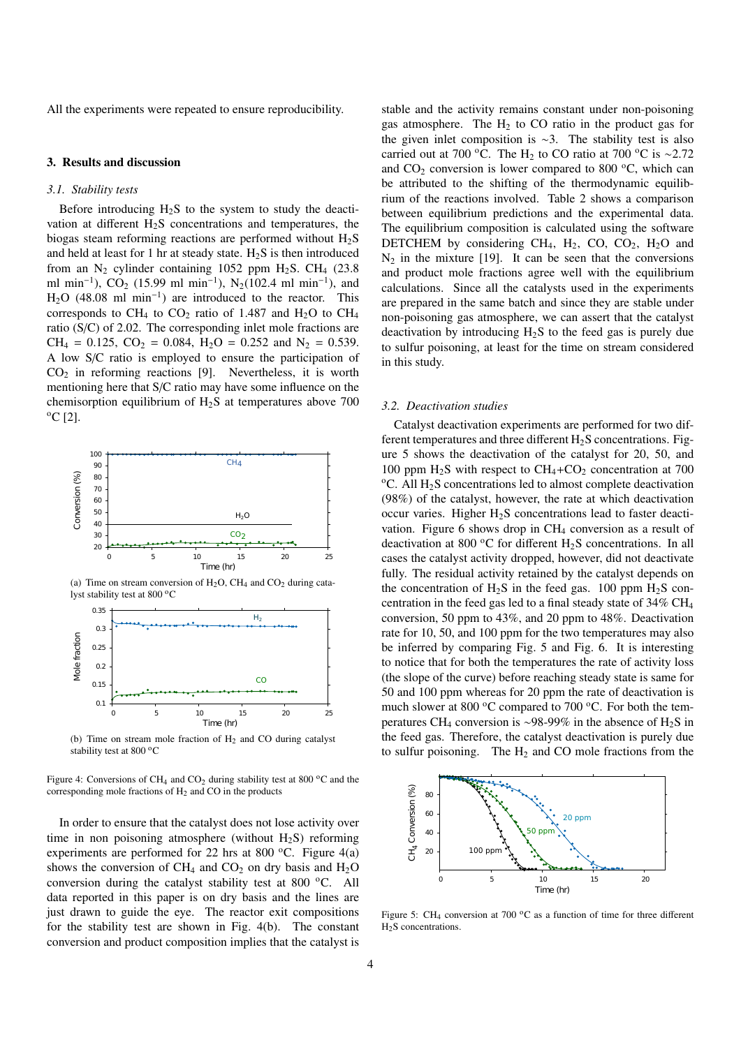All the experiments were repeated to ensure reproducibility.

## 3. Results and discussion

### *3.1. Stability tests*

Before introducing $H_2S$ to the system to study the deactivation at different $H_2S$ concentrations and temperatures, the biogas steam reforming reactions are performed without $H_2S$ and held at least for 1 hr at steady state. $H_2S$ is then introduced from an $N_2$ cylinder containing 1052 ppm $H_2S$. $CH_4$ (23.8 ml min$^{-1}$), $CO_2$ (15.99 ml min$^{-1}$), $N_2$(102.4 ml min$^{-1}$), and $H_2O$ (48.08 ml min$^{-1}$) are introduced to the reactor. This corresponds to $CH_4$ to $CO_2$ ratio of 1.487 and $H_2O$ to $CH_4$ ratio (S/C) of 2.02. The corresponding inlet mole fractions are $CH_4$ = 0.125, $CO_2$ = 0.084, $H_2O$ = 0.252 and $N_2$ = 0.539. A low S/C ratio is employed to ensure the participation of $CO_2$ in reforming reactions [9]. Nevertheless, it is worth mentioning here that S/C ratio may have some influence on the chemisorption equilibrium of $H_2S$ at temperatures above 700 °C [2].

(a) Time on stream conversion of $H_2O$, $CH_4$ and $CO_2$ during catalyst stability test at 800 °C

(b) Time on stream mole fraction of $H_2$ and CO during catalyst stability test at 800 °C

Figure 4: Conversions of $CH_4$ and $CO_2$ during stability test at 800 °C and the corresponding mole fractions of $H_2$ and CO in the products

In order to ensure that the catalyst does not lose activity over time in non poisoning atmosphere (without $H_2S$) reforming experiments are performed for 22 hrs at 800 °C. Figure 4(a) shows the conversion of $CH_4$ and $CO_2$ on dry basis and $H_2O$ conversion during the catalyst stability test at 800 °C. All data reported in this paper is on dry basis and the lines are just drawn to guide the eye. The reactor exit compositions for the stability test are shown in Fig. 4(b). The constant conversion and product composition implies that the catalyst is stable and the activity remains constant under non-poisoning gas atmosphere. The $H_2$ to CO ratio in the product gas for the given inlet composition is ∼3. The stability test is also carried out at 700 °C. The $H_2$ to CO ratio at 700 °C is ∼2.72 and $CO_2$ conversion is lower compared to 800 °C, which can be attributed to the shifting of the thermodynamic equilibrium of the reactions involved. Table 2 shows a comparison between equilibrium predictions and the experimental data. The equilibrium composition is calculated using the software DETCHEM by considering $CH_4$, $H_2$, CO, $CO_2$, $H_2O$ and $N_2$ in the mixture [19]. It can be seen that the conversions and product mole fractions agree well with the equilibrium calculations. Since all the catalysts used in the experiments are prepared in the same batch and since they are stable under non-poisoning gas atmosphere, we can assert that the catalyst deactivation by introducing $H_2S$ to the feed gas is purely due to sulfur poisoning, at least for the time on stream considered in this study.

### *3.2. Deactivation studies*

Catalyst deactivation experiments are performed for two different temperatures and three different $H_2S$ concentrations. Figure 5 shows the deactivation of the catalyst for 20, 50, and 100 ppm $H_2S$ with respect to $CH_4$+$CO_2$ concentration at 700 °C. All $H_2S$ concentrations led to almost complete deactivation (98%) of the catalyst, however, the rate at which deactivation occur varies. Higher $H_2S$ concentrations lead to faster deactivation. Figure 6 shows drop in $CH_4$ conversion as a result of deactivation at 800 °C for different $H_2S$ concentrations. In all cases the catalyst activity dropped, however, did not deactivate fully. The residual activity retained by the catalyst depends on the concentration of $H_2S$ in the feed gas. 100 ppm $H_2S$ concentration in the feed gas led to a final steady state of 34% $CH_4$ conversion, 50 ppm to 43%, and 20 ppm to 48%. Deactivation rate for 10, 50, and 100 ppm for the two temperatures may also be inferred by comparing Fig. 5 and Fig. 6. It is interesting to notice that for both the temperatures the rate of activity loss (the slope of the curve) before reaching steady state is same for 50 and 100 ppm whereas for 20 ppm the rate of deactivation is much slower at 800 °C compared to 700 °C. For both the temperatures $CH_4$ conversion is ∼98-99% in the absence of $H_2S$ in the feed gas. Therefore, the catalyst deactivation is purely due to sulfur poisoning. The $H_2$ and CO mole fractions from the

Figure 5: $CH_4$ conversion at 700 °C as a function of time for three different $H_2S$ concentrations.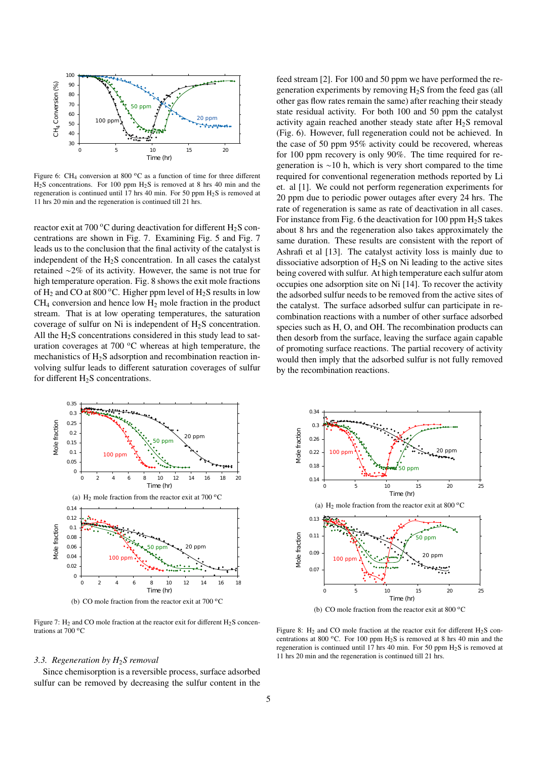Figure 6: $CH_4$ conversion at 800 °C as a function of time for three different $H_2S$ concentrations. For 100 ppm $H_2S$ is removed at 8 hrs 40 min and the regeneration is continued until 17 hrs 40 min. For 50 ppm $H_2S$ is removed at 11 hrs 20 min and the regeneration is continued till 21 hrs.

reactor exit at 700 °C during deactivation for different $H_2S$ concentrations are shown in Fig. 7. Examining Fig. 5 and Fig. 7 leads us to the conclusion that the final activity of the catalyst is independent of the $H_2S$ concentration. In all cases the catalyst retained ∼2% of its activity. However, the same is not true for high temperature operation. Fig. 8 shows the exit mole fractions of $H_2$ and CO at 800 °C. Higher ppm level of $H_2S$ results in low $CH_4$ conversion and hence low $H_2$ mole fraction in the product stream. That is at low operating temperatures, the saturation coverage of sulfur on Ni is independent of $H_2S$ concentration. All the $H_2S$ concentrations considered in this study lead to saturation coverages at 700 °C whereas at high temperature, the mechanistics of $H_2S$ adsorption and recombination reaction involving sulfur leads to different saturation coverages of sulfur for different $H_2S$ concentrations.

(a) $H_2$ mole fraction from the reactor exit at 700 °C

(b) CO mole fraction from the reactor exit at 700 °C

Figure 7: $H_2$ and CO mole fraction at the reactor exit for different $H_2S$ concentrations at 700 °C

### 3.3. Regeneration by $H_2S$ removal

Since chemisorption is a reversible process, surface adsorbed sulfur can be removed by decreasing the sulfur content in the feed stream [2]. For 100 and 50 ppm we have performed the regeneration experiments by removing $H_2S$ from the feed gas (all other gas flow rates remain the same) after reaching their steady state residual activity. For both 100 and 50 ppm the catalyst activity again reached another steady state after $H_2S$ removal (Fig. 6). However, full regeneration could not be achieved. In the case of 50 ppm 95% activity could be recovered, whereas for 100 ppm recovery is only 90%. The time required for regeneration is ∼10 h, which is very short compared to the time required for conventional regeneration methods reported by Li et. al [1]. We could not perform regeneration experiments for 20 ppm due to periodic power outages after every 24 hrs. The rate of regeneration is same as rate of deactivation in all cases. For instance from Fig. 6 the deactivation for 100 ppm $H_2S$ takes about 8 hrs and the regeneration also takes approximately the same duration. These results are consistent with the report of Ashrafi et al [13]. The catalyst activity loss is mainly due to dissociative adsorption of $H_2S$ on Ni leading to the active sites being covered with sulfur. At high temperature each sulfur atom occupies one adsorption site on Ni [14]. To recover the activity the adsorbed sulfur needs to be removed from the active sites of the catalyst. The surface adsorbed sulfur can participate in recombination reactions with a number of other surface adsorbed species such as H, O, and OH. The recombination products can then desorb from the surface, leaving the surface again capable of promoting surface reactions. The partial recovery of activity would then imply that the adsorbed sulfur is not fully removed by the recombination reactions.

(a) $H_2$ mole fraction from the reactor exit at 800 °C

(b) CO mole fraction from the reactor exit at 800 °C

Figure 8: $H_2$ and CO mole fraction at the reactor exit for different $H_2S$ concentrations at 800 °C. For 100 ppm $H_2S$ is removed at 8 hrs 40 min and the regeneration is continued until 17 hrs 40 min. For 50 ppm $H_2S$ is removed at 11 hrs 20 min and the regeneration is continued till 21 hrs.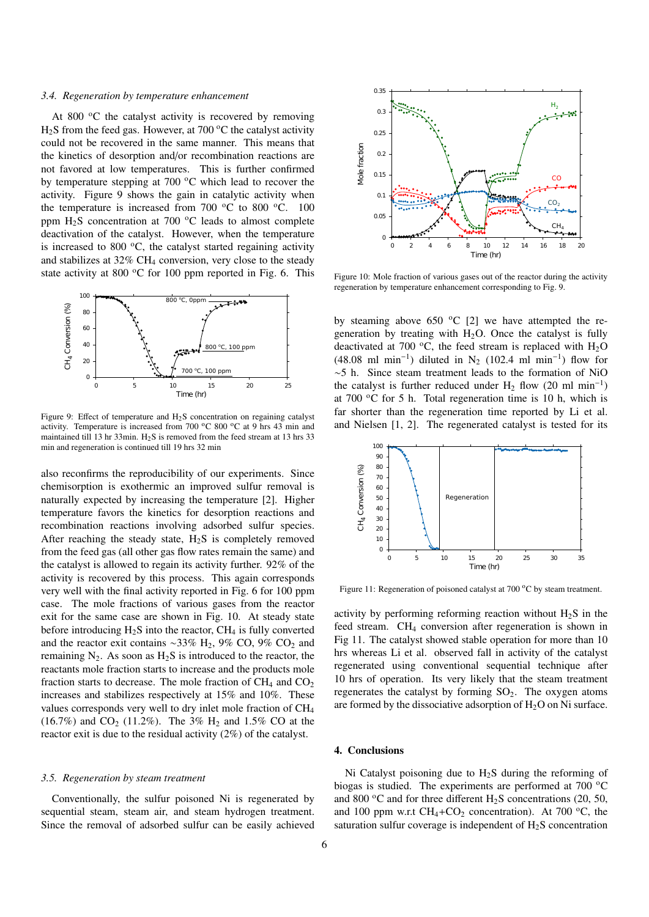### 3.4. Regeneration by temperature enhancement

At 800 °C the catalyst activity is recovered by removing $H_2S$ from the feed gas. However, at 700 °C the catalyst activity could not be recovered in the same manner. This means that the kinetics of desorption and/or recombination reactions are not favored at low temperatures. This is further confirmed by temperature stepping at 700 °C which lead to recover the activity. Figure 9 shows the gain in catalytic activity when the temperature is increased from 700 °C to 800 °C. 100 ppm $H_2S$ concentration at 700 °C leads to almost complete deactivation of the catalyst. However, when the temperature is increased to 800 °C, the catalyst started regaining activity and stabilizes at 32% $CH_4$ conversion, very close to the steady state activity at 800 °C for 100 ppm reported in Fig. 6. This also reconfirms the reproducibility of our experiments. Since chemisorption is exothermic an improved sulfur removal is naturally expected by increasing the temperature [2]. Higher temperature favors the kinetics for desorption reactions and recombination reactions involving adsorbed sulfur species. After reaching the steady state, $H_2S$ is completely removed from the feed gas (all other gas flow rates remain the same) and the catalyst is allowed to regain its activity further. 92% of the activity is recovered by this process. This again corresponds very well with the final activity reported in Fig. 6 for 100 ppm case. The mole fractions of various gases from the reactor exit for the same case are shown in Fig. 10. At steady state before introducing $H_2S$ into the reactor, $CH_4$ is fully converted and the reactor exit contains ~33% $H_2$, 9% CO, 9% $CO_2$ and remaining $N_2$. As soon as $H_2S$ is introduced to the reactor, the reactants mole fraction starts to increase and the products mole fraction starts to decrease. The mole fraction of $CH_4$ and $CO_2$ increases and stabilizes respectively at 15% and 10%. These values corresponds very well to dry inlet mole fraction of $CH_4$ (16.7%) and $CO_2$ (11.2%). The 3% $H_2$ and 1.5% CO at the reactor exit is due to the residual activity (2%) of the catalyst.

Figure 9: Effect of temperature and $H_2S$ concentration on regaining catalyst activity. Temperature is increased from 700 °C 800 °C at 9 hrs 43 min and maintained till 13 hr 33min. $H_2S$ is removed from the feed stream at 13 hrs 33 min and regeneration is continued till 19 hrs 32 min

Figure 10: Mole fraction of various gases out of the reactor during the activity regeneration by temperature enhancement corresponding to Fig. 9.

### 3.5. Regeneration by steam treatment

Conventionally, the sulfur poisoned Ni is regenerated by sequential steam, steam air, and steam hydrogen treatment. Since the removal of adsorbed sulfur can be easily achieved by steaming above 650 °C [2] we have attempted the regeneration by treating with $H_2O$. Once the catalyst is fully deactivated at 700 °C, the feed stream is replaced with $H_2O$ (48.08 ml min$^{-1}$) diluted in $N_2$ (102.4 ml min$^{-1}$) flow for ~5 h. Since steam treatment leads to the formation of NiO the catalyst is further reduced under $H_2$ flow (20 ml min$^{-1}$) at 700 °C for 5 h. Total regeneration time is 10 h, which is far shorter than the regeneration time reported by Li et al. and Nielsen [1, 2]. The regenerated catalyst is tested for its activity by performing reforming reaction without $H_2S$ in the feed stream. $CH_4$ conversion after regeneration is shown in Fig 11. The catalyst showed stable operation for more than 10 hrs whereas Li et al. observed fall in activity of the catalyst regenerated using conventional sequential technique after 10 hrs of operation. Its very likely that the steam treatment regenerates the catalyst by forming $SO_2$. The oxygen atoms are formed by the dissociative adsorption of $H_2O$ on Ni surface.

Figure 11: Regeneration of poisoned catalyst at 700 °C by steam treatment.

## 4. Conclusions

Ni Catalyst poisoning due to $H_2S$ during the reforming of biogas is studied. The experiments are performed at 700 °C and 800 °C and for three different $H_2S$ concentrations (20, 50, and 100 ppm w.r.t $CH_4$+$CO_2$ concentration). At 700 °C, the saturation sulfur coverage is independent of $H_2S$ concentration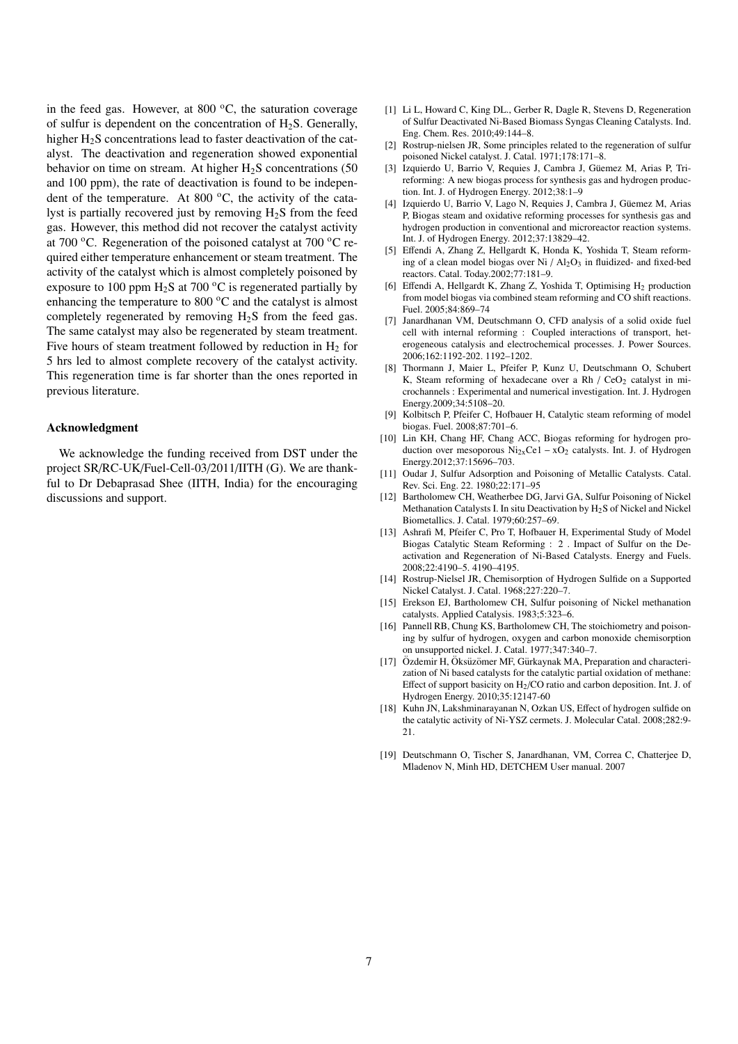in the feed gas. However, at 800 $^{o}$C, the saturation coverage of sulfur is dependent on the concentration of $H_2S$. Generally, higher $H_2S$ concentrations lead to faster deactivation of the catalyst. The deactivation and regeneration showed exponential behavior on time on stream. At higher $H_2S$ concentrations (50 and 100 ppm), the rate of deactivation is found to be independent of the temperature. At 800 $^{o}$C, the activity of the catalyst is partially recovered just by removing $H_2S$ from the feed gas. However, this method did not recover the catalyst activity at 700 $^{o}$C. Regeneration of the poisoned catalyst at 700 $^{o}$C required either temperature enhancement or steam treatment. The activity of the catalyst which is almost completely poisoned by exposure to 100 ppm $H_2S$ at 700 $^{o}$C is regenerated partially by enhancing the temperature to 800 $^{o}$C and the catalyst is almost completely regenerated by removing $H_2S$ from the feed gas. The same catalyst may also be regenerated by steam treatment. Five hours of steam treatment followed by reduction in $H_2$ for 5 hrs led to almost complete recovery of the catalyst activity. This regeneration time is far shorter than the ones reported in previous literature.

## Acknowledgment

We acknowledge the funding received from DST under the project SR/RC-UK/Fuel-Cell-03/2011/IITH (G). We are thankful to Dr Debaprasad Shee (IITH, India) for the encouraging discussions and support.

[1] Li L, Howard C, King DL., Gerber R, Dagle R, Stevens D, Regeneration of Sulfur Deactivated Ni-Based Biomass Syngas Cleaning Catalysts. Ind. Eng. Chem. Res. 2010;49:144–8.

[2] Rostrup-nielsen JR, Some principles related to the regeneration of sulfur poisoned Nickel catalyst. J. Catal. 1971;178:171–8.

[3] Izquierdo U, Barrio V, Requies J, Cambra J, Güemez M, Arias P, Tri-reforming: A new biogas process for synthesis gas and hydrogen production. Int. J. of Hydrogen Energy. 2012;38:1–9

[4] Izquierdo U, Barrio V, Lago N, Requies J, Cambra J, Güemez M, Arias P, Biogas steam and oxidative reforming processes for synthesis gas and hydrogen production in conventional and microreactor reaction systems. Int. J. of Hydrogen Energy. 2012;37:13829–42.

[5] Effendi A, Zhang Z, Hellgardt K, Honda K, Yoshida T, Steam reforming of a clean model biogas over Ni / $Al_2O_3$ in fluidized- and fixed-bed reactors. Catal. Today.2002;77:181–9.

[6] Effendi A, Hellgardt K, Zhang Z, Yoshida T, Optimising $H_2$ production from model biogas via combined steam reforming and CO shift reactions. Fuel. 2005;84:869–74

[7] Janardhanan VM, Deutschmann O, CFD analysis of a solid oxide fuel cell with internal reforming : Coupled interactions of transport, heterogeneous catalysis and electrochemical processes. J. Power Sources. 2006;162:1192-202. 1192–1202.

[8] Thormann J, Maier L, Pfeifer P, Kunz U, Deutschmann O, Schubert K, Steam reforming of hexadecane over a Rh / $CeO_2$ catalyst in microchannels : Experimental and numerical investigation. Int. J. Hydrogen Energy.2009;34:5108–20.

[9] Kolbitsch P, Pfeifer C, Hofbauer H, Catalytic steam reforming of model biogas. Fuel. 2008;87:701–6.

[10] Lin KH, Chang HF, Chang ACC, Biogas reforming for hydrogen production over mesoporous $Ni_{2x}Ce1 - xO_2$ catalysts. Int. J. of Hydrogen Energy.2012;37:15696–703.

[11] Oudar J, Sulfur Adsorption and Poisoning of Metallic Catalysts. Catal. Rev. Sci. Eng. 22. 1980;22:171–95

[12] Bartholomew CH, Weatherbee DG, Jarvi GA, Sulfur Poisoning of Nickel Methanation Catalysts I. In situ Deactivation by $H_2S$ of Nickel and Nickel Biometallics. J. Catal. 1979;60:257–69.

[13] Ashrafi M, Pfeifer C, Pro T, Hofbauer H, Experimental Study of Model Biogas Catalytic Steam Reforming : 2 . Impact of Sulfur on the Deactivation and Regeneration of Ni-Based Catalysts. Energy and Fuels. 2008;22:4190–5. 4190–4195.

[14] Rostrup-Nielsel JR, Chemisorption of Hydrogen Sulfide on a Supported Nickel Catalyst. J. Catal. 1968;227:220–7.

[15] Erekson EJ, Bartholomew CH, Sulfur poisoning of Nickel methanation catalysts. Applied Catalysis. 1983;5:323–6.

[16] Pannell RB, Chung KS, Bartholomew CH, The stoichiometry and poisoning by sulfur of hydrogen, oxygen and carbon monoxide chemisorption on unsupported nickel. J. Catal. 1977;347:340–7.

[17] Özdemir H, Öksüzömer MF, Gürkaynak MA, Preparation and characterization of Ni based catalysts for the catalytic partial oxidation of methane: Effect of support basicity on $H_2$/CO ratio and carbon deposition. Int. J. of Hydrogen Energy. 2010;35:12147-60

[18] Kuhn JN, Lakshminarayanan N, Ozkan US, Effect of hydrogen sulfide on the catalytic activity of Ni-YSZ cermets. J. Molecular Catal. 2008;282:9-21.

[19] Deutschmann O, Tischer S, Janardhanan, VM, Correa C, Chatterjee D, Mladenov N, Minh HD, DETCHEM User manual. 2007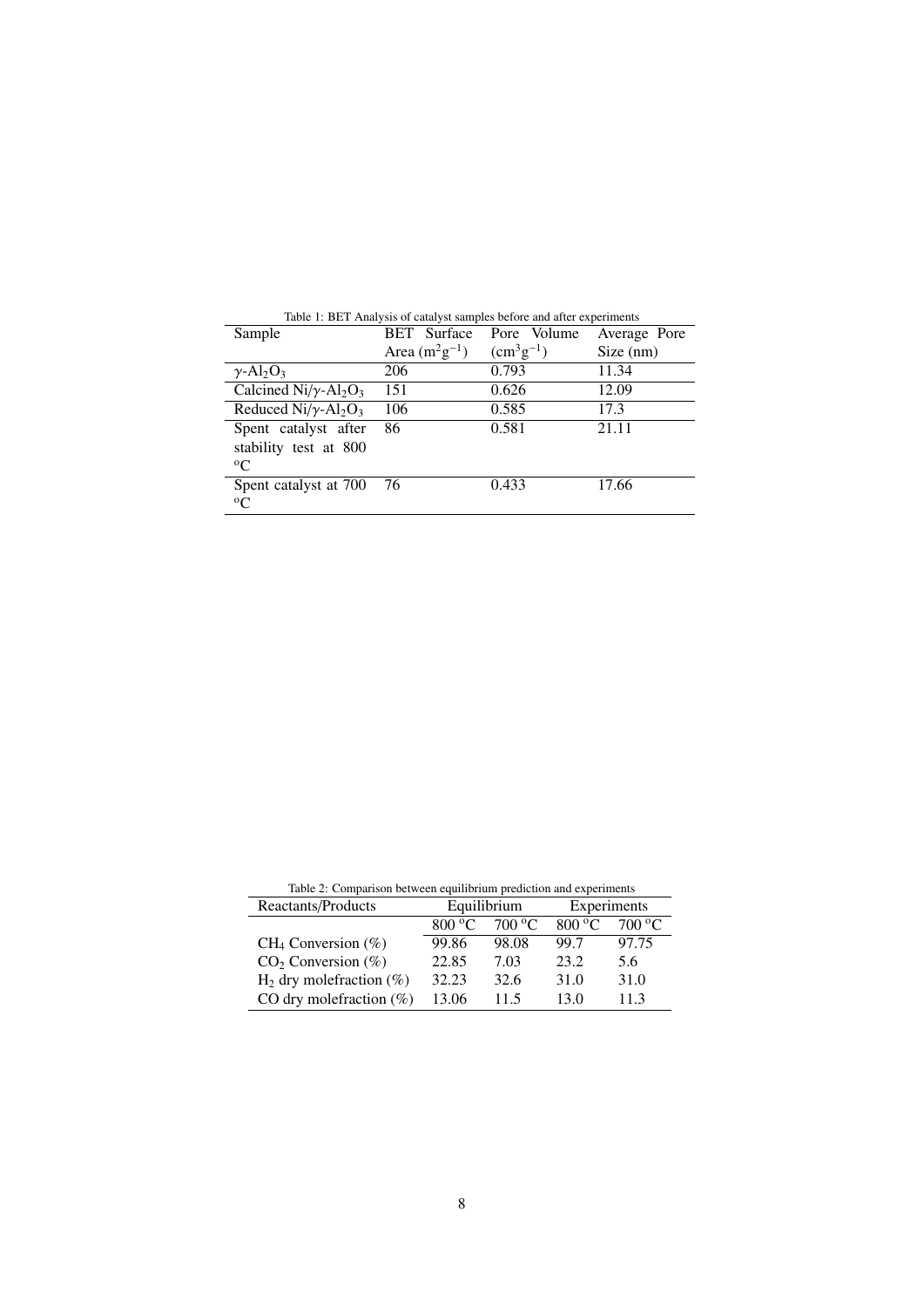Table 1: BET Analysis of catalyst samples before and after experiments

| Sample | BET Surface Area ($m^2g^{-1}$) | Pore Volume ($cm^3g^{-1}$) | Average Pore Size (nm) |
|---|---|---|---|
| $\gamma$-$Al_2O_3$ | 206 | 0.793 | 11.34 |
| Calcined Ni/$\gamma$-$Al_2O_3$ | 151 | 0.626 | 12.09 |
| Reduced Ni/$\gamma$-$Al_2O_3$ | 106 | 0.585 | 17.3 |
| Spent catalyst after stability test at 800 $^{o}$C | 86 | 0.581 | 21.11 |
| Spent catalyst at 700 $^{o}$C | 76 | 0.433 | 17.66 |

Table 2: Comparison between equilibrium prediction and experiments

| Reactants/Products | Equilibrium | | Experiments | |
|---|---|---|---|---|
| | 800 $^{o}$C | 700 $^{o}$C | 800 $^{o}$C | 700 $^{o}$C |
| $CH_4$ Conversion (%) | 99.86 | 98.08 | 99.7 | 97.75 |
| $CO_2$ Conversion (%) | 22.85 | 7.03 | 23.2 | 5.6 |
| $H_2$ dry molefraction (%) | 32.23 | 32.6 | 31.0 | 31.0 |
| CO dry molefraction (%) | 13.06 | 11.5 | 13.0 | 11.3 |